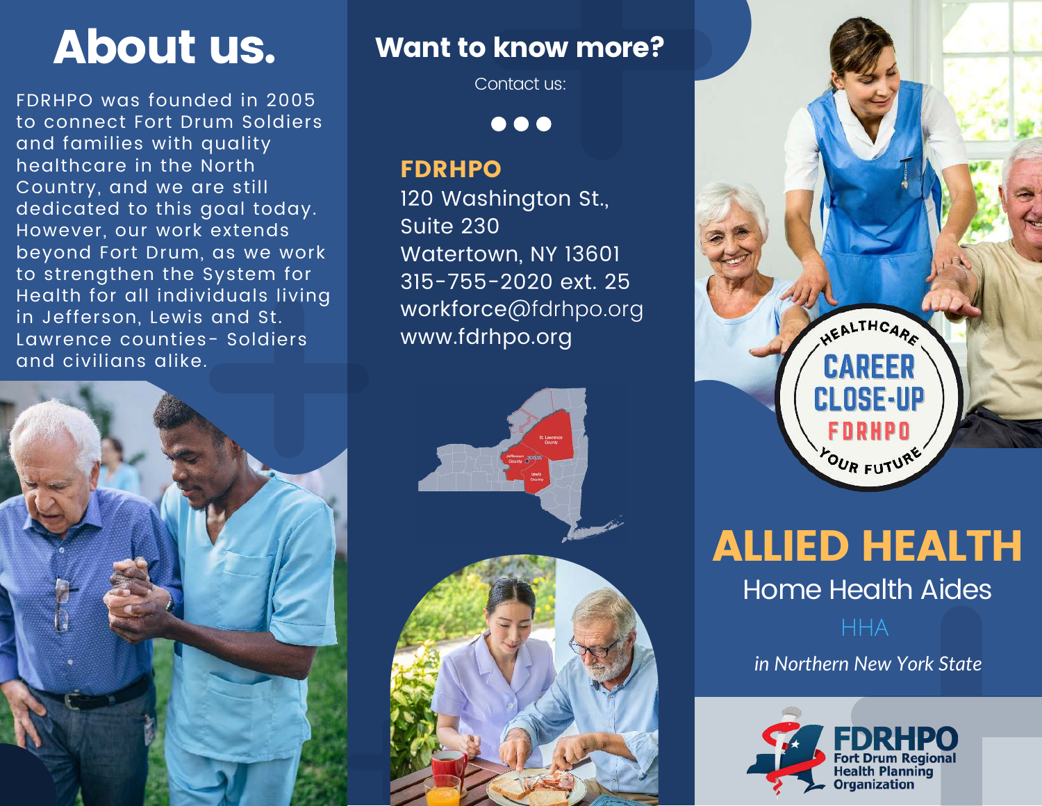# About us.

FDRHPO was founded in 2005 to connect Fort Drum Soldiers and families with quality healthcare in the North Country, and we are still dedicated to this goal today. However, our work extends beyond Fort Drum, as we work to strengthen the System for Health for all individuals living in Jefferson, Lewis and St. Lawrence counties- Soldiers and civilians alike.

## Want to know more?

Contact us:

**FDRHPO**
120 Washington St.,
Suite 230
Watertown, NY 13601
315-755-2020 ext. 25
workforce@fdrhpo.org
www.fdrhpo.org

St. Lawrence County
Jefferson County
Lewis County

HEALTHCARE CAREER CLOSE-UP FDRHPO YOUR FUTURE

# ALLIED HEALTH

## Home Health Aides

HHA

*in Northern New York State*

FDRHPO
Fort Drum Regional Health Planning Organization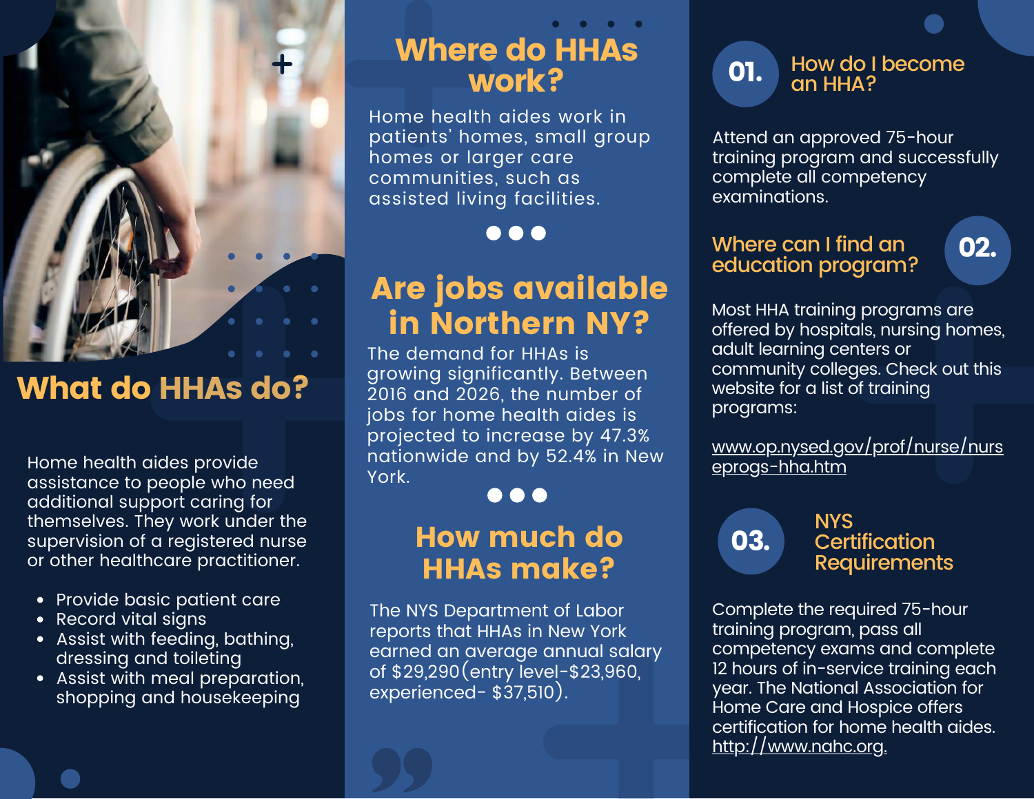## What do HHAs do?

Home health aides provide assistance to people who need additional support caring for themselves. They work under the supervision of a registered nurse or other healthcare practitioner.

- Provide basic patient care
- Record vital signs
- Assist with feeding, bathing, dressing and toileting
- Assist with meal preparation, shopping and housekeeping

## Where do HHAs work?

Home health aides work in patients' homes, small group homes or larger care communities, such as assisted living facilities.

## Are jobs available in Northern NY?

The demand for HHAs is growing significantly. Between 2016 and 2026, the number of jobs for home health aides is projected to increase by 47.3% nationwide and by 52.4% in New York.

## How much do HHAs make?

The NYS Department of Labor reports that HHAs in New York earned an average annual salary of $29,290(entry level-$23,960, experienced- $37,510).

## 01. How do I become an HHA?

Attend an approved 75-hour training program and successfully complete all competency examinations.

## 02. Where can I find an education program?

Most HHA training programs are offered by hospitals, nursing homes, adult learning centers or community colleges. Check out this website for a list of training programs:

www.op.nysed.gov/prof/nurse/nursprogs-hha.htm

## 03. NYS Certification Requirements

Complete the required 75-hour training program, pass all competency exams and complete 12 hours of in-service training each year. The National Association for Home Care and Hospice offers certification for home health aides. http://www.nahc.org.